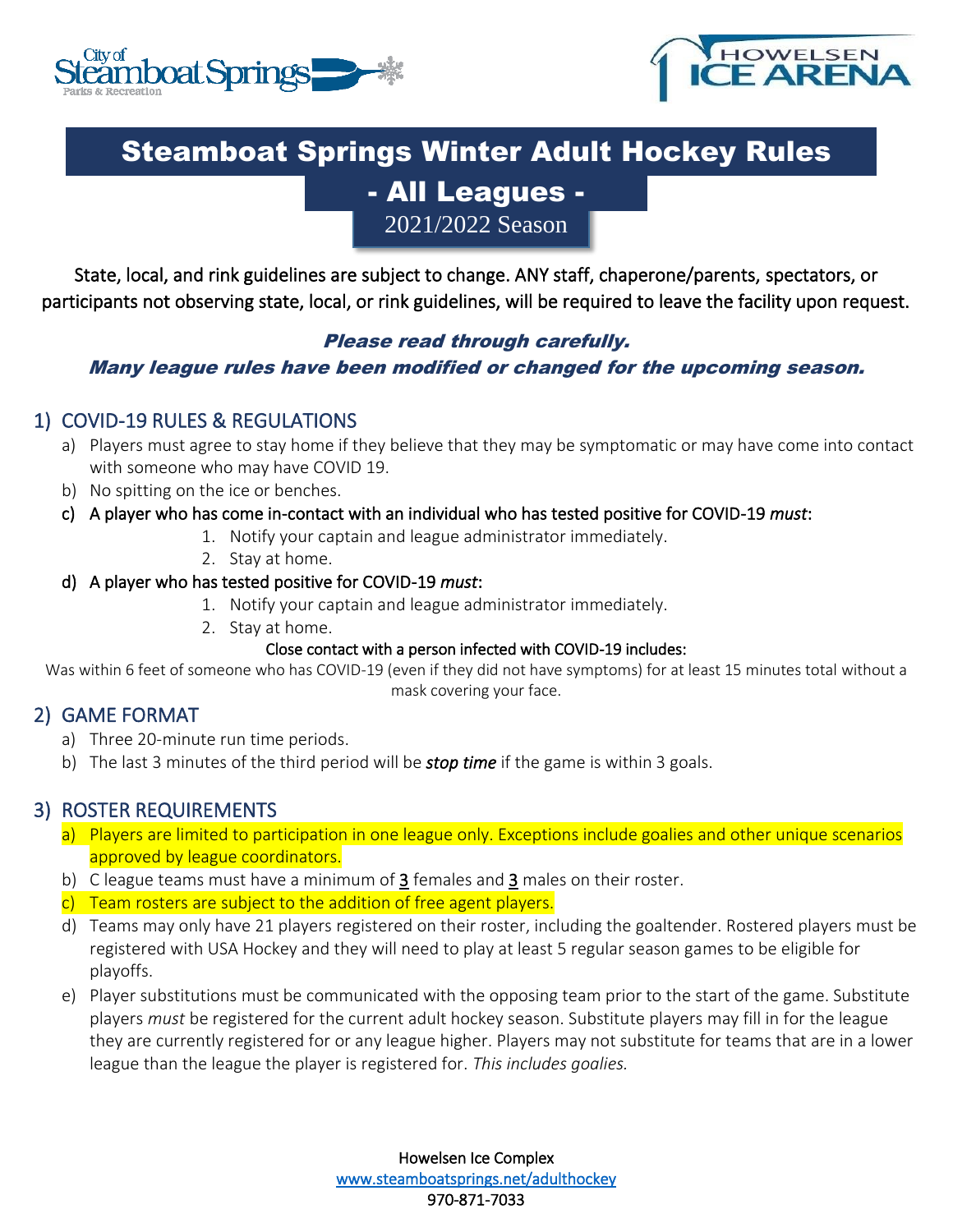# Steamboat Springs Winter Adult Hockey Rules

## - All Leagues -

2021/2022 Season

State, local, and rink guidelines are subject to change. ANY staff, chaperone/parents, spectators, or participants not observing state, local, or rink guidelines, will be required to leave the facility upon request.

***Please read through carefully.***

***Many league rules have been modified or changed for the upcoming season.***

## 1) COVID-19 RULES & REGULATIONS

a) Players must agree to stay home if they believe that they may be symptomatic or may have come into contact with someone who may have COVID 19.

b) No spitting on the ice or benches.

c) A player who has come in-contact with an individual who has tested positive for COVID-19 *must*:

1. Notify your captain and league administrator immediately.
2. Stay at home.

d) A player who has tested positive for COVID-19 *must*:

1. Notify your captain and league administrator immediately.
2. Stay at home.

Close contact with a person infected with COVID-19 includes:

Was within 6 feet of someone who has COVID-19 (even if they did not have symptoms) for at least 15 minutes total without a mask covering your face.

## 2) GAME FORMAT

a) Three 20-minute run time periods.

b) The last 3 minutes of the third period will be ***stop time*** if the game is within 3 goals.

## 3) ROSTER REQUIREMENTS

a) Players are limited to participation in one league only. Exceptions include goalies and other unique scenarios approved by league coordinators.

b) C league teams must have a minimum of **3** females and **3** males on their roster.

c) Team rosters are subject to the addition of free agent players.

d) Teams may only have 21 players registered on their roster, including the goaltender. Rostered players must be registered with USA Hockey and they will need to play at least 5 regular season games to be eligible for playoffs.

e) Player substitutions must be communicated with the opposing team prior to the start of the game. Substitute players *must* be registered for the current adult hockey season. Substitute players may fill in for the league they are currently registered for or any league higher. Players may not substitute for teams that are in a lower league than the league the player is registered for. *This includes goalies.*

Howelsen Ice Complex
www.steamboatsprings.net/adulthockey
970-871-7033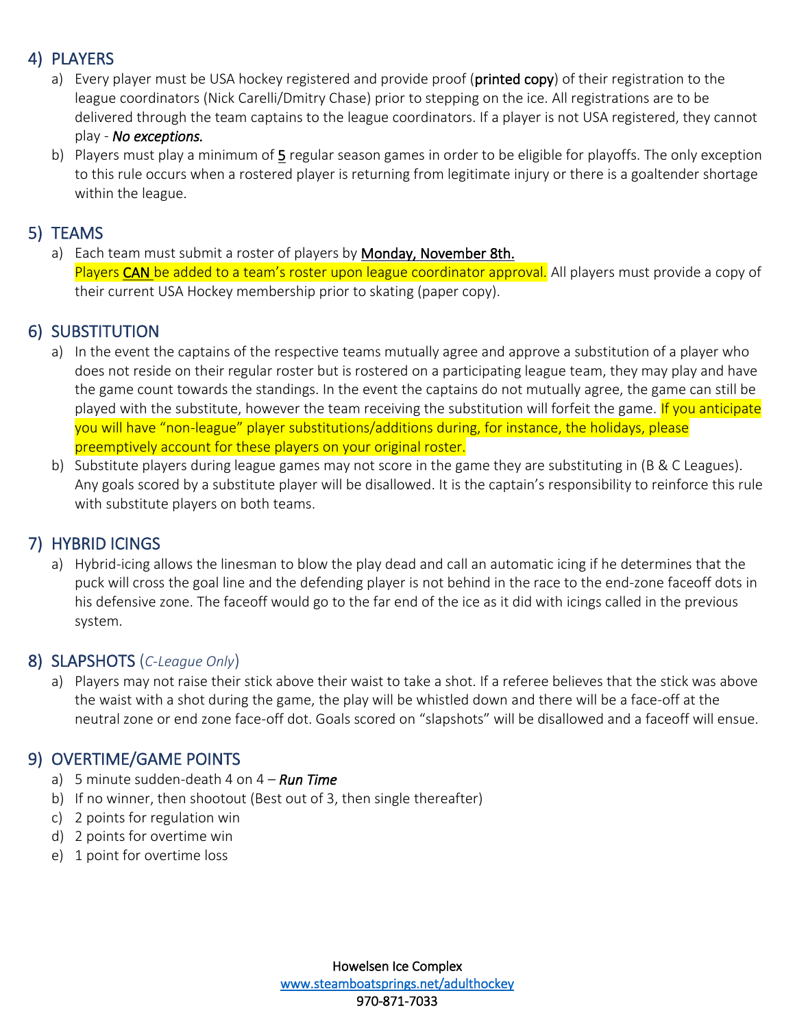## 4) PLAYERS

a) Every player must be USA hockey registered and provide proof (printed copy) of their registration to the league coordinators (Nick Carelli/Dmitry Chase) prior to stepping on the ice. All registrations are to be delivered through the team captains to the league coordinators. If a player is not USA registered, they cannot play - ***No exceptions.***

b) Players must play a minimum of 5 regular season games in order to be eligible for playoffs. The only exception to this rule occurs when a rostered player is returning from legitimate injury or there is a goaltender shortage within the league.

## 5) TEAMS

a) Each team must submit a roster of players by Monday, November 8th.
Players CAN be added to a team's roster upon league coordinator approval. All players must provide a copy of their current USA Hockey membership prior to skating (paper copy).

## 6) SUBSTITUTION

a) In the event the captains of the respective teams mutually agree and approve a substitution of a player who does not reside on their regular roster but is rostered on a participating league team, they may play and have the game count towards the standings. In the event the captains do not mutually agree, the game can still be played with the substitute, however the team receiving the substitution will forfeit the game. If you anticipate you will have "non-league" player substitutions/additions during, for instance, the holidays, please preemptively account for these players on your original roster.

b) Substitute players during league games may not score in the game they are substituting in (B & C Leagues). Any goals scored by a substitute player will be disallowed. It is the captain's responsibility to reinforce this rule with substitute players on both teams.

## 7) HYBRID ICINGS

a) Hybrid-icing allows the linesman to blow the play dead and call an automatic icing if he determines that the puck will cross the goal line and the defending player is not behind in the race to the end-zone faceoff dots in his defensive zone. The faceoff would go to the far end of the ice as it did with icings called in the previous system.

## 8) SLAPSHOTS (*C-League Only*)

a) Players may not raise their stick above their waist to take a shot. If a referee believes that the stick was above the waist with a shot during the game, the play will be whistled down and there will be a face-off at the neutral zone or end zone face-off dot. Goals scored on "slapshots" will be disallowed and a faceoff will ensue.

## 9) OVERTIME/GAME POINTS

a) 5 minute sudden-death 4 on 4 – ***Run Time***
b) If no winner, then shootout (Best out of 3, then single thereafter)
c) 2 points for regulation win
d) 2 points for overtime win
e) 1 point for overtime loss

Howelsen Ice Complex
www.steamboatsprings.net/adulthockey
970-871-7033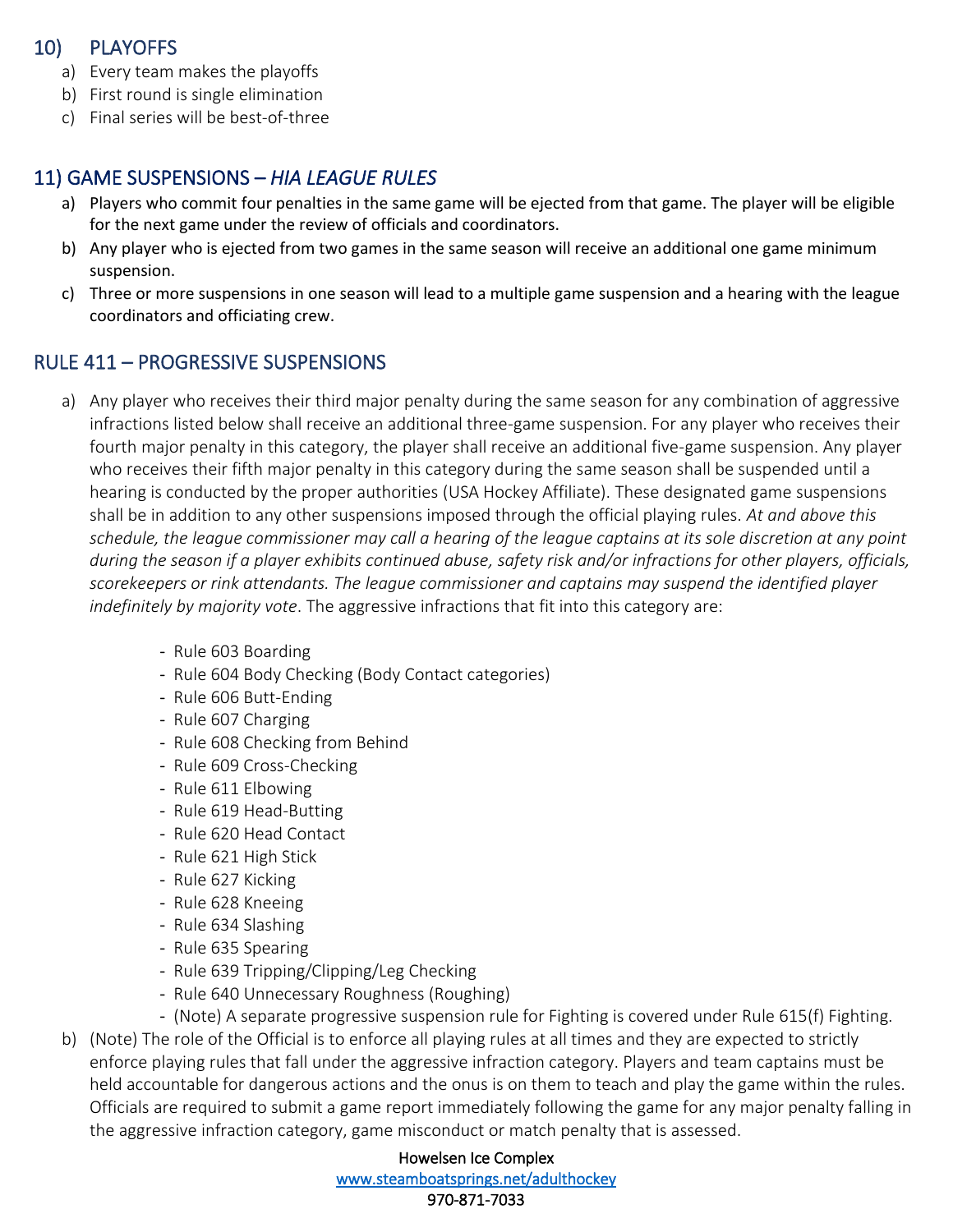## 10) PLAYOFFS

a) Every team makes the playoffs
b) First round is single elimination
c) Final series will be best-of-three

## 11) GAME SUSPENSIONS – *HIA LEAGUE RULES*

a) Players who commit four penalties in the same game will be ejected from that game. The player will be eligible for the next game under the review of officials and coordinators.
b) Any player who is ejected from two games in the same season will receive an additional one game minimum suspension.
c) Three or more suspensions in one season will lead to a multiple game suspension and a hearing with the league coordinators and officiating crew.

## RULE 411 – PROGRESSIVE SUSPENSIONS

a) Any player who receives their third major penalty during the same season for any combination of aggressive infractions listed below shall receive an additional three-game suspension. For any player who receives their fourth major penalty in this category, the player shall receive an additional five-game suspension. Any player who receives their fifth major penalty in this category during the same season shall be suspended until a hearing is conducted by the proper authorities (USA Hockey Affiliate). These designated game suspensions shall be in addition to any other suspensions imposed through the official playing rules. *At and above this schedule, the league commissioner may call a hearing of the league captains at its sole discretion at any point during the season if a player exhibits continued abuse, safety risk and/or infractions for other players, officials, scorekeepers or rink attendants. The league commissioner and captains may suspend the identified player indefinitely by majority vote*. The aggressive infractions that fit into this category are:

   - Rule 603 Boarding
   - Rule 604 Body Checking (Body Contact categories)
   - Rule 606 Butt-Ending
   - Rule 607 Charging
   - Rule 608 Checking from Behind
   - Rule 609 Cross-Checking
   - Rule 611 Elbowing
   - Rule 619 Head-Butting
   - Rule 620 Head Contact
   - Rule 621 High Stick
   - Rule 627 Kicking
   - Rule 628 Kneeing
   - Rule 634 Slashing
   - Rule 635 Spearing
   - Rule 639 Tripping/Clipping/Leg Checking
   - Rule 640 Unnecessary Roughness (Roughing)
   - (Note) A separate progressive suspension rule for Fighting is covered under Rule 615(f) Fighting.

b) (Note) The role of the Official is to enforce all playing rules at all times and they are expected to strictly enforce playing rules that fall under the aggressive infraction category. Players and team captains must be held accountable for dangerous actions and the onus is on them to teach and play the game within the rules. Officials are required to submit a game report immediately following the game for any major penalty falling in the aggressive infraction category, game misconduct or match penalty that is assessed.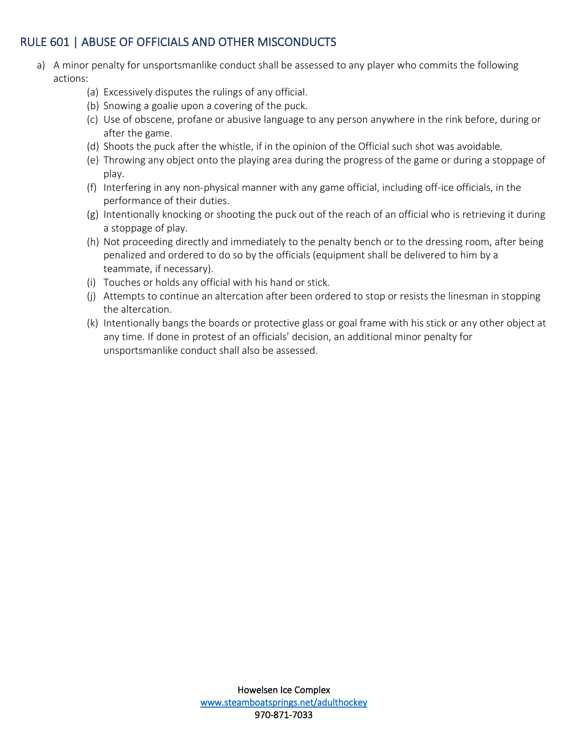## RULE 601 | ABUSE OF OFFICIALS AND OTHER MISCONDUCTS

a) A minor penalty for unsportsmanlike conduct shall be assessed to any player who commits the following actions:

   (a) Excessively disputes the rulings of any official.
   (b) Snowing a goalie upon a covering of the puck.
   (c) Use of obscene, profane or abusive language to any person anywhere in the rink before, during or after the game.
   (d) Shoots the puck after the whistle, if in the opinion of the Official such shot was avoidable.
   (e) Throwing any object onto the playing area during the progress of the game or during a stoppage of play.
   (f) Interfering in any non-physical manner with any game official, including off-ice officials, in the performance of their duties.
   (g) Intentionally knocking or shooting the puck out of the reach of an official who is retrieving it during a stoppage of play.
   (h) Not proceeding directly and immediately to the penalty bench or to the dressing room, after being penalized and ordered to do so by the officials (equipment shall be delivered to him by a teammate, if necessary).
   (i) Touches or holds any official with his hand or stick.
   (j) Attempts to continue an altercation after been ordered to stop or resists the linesman in stopping the altercation.
   (k) Intentionally bangs the boards or protective glass or goal frame with his stick or any other object at any time. If done in protest of an officials' decision, an additional minor penalty for unsportsmanlike conduct shall also be assessed.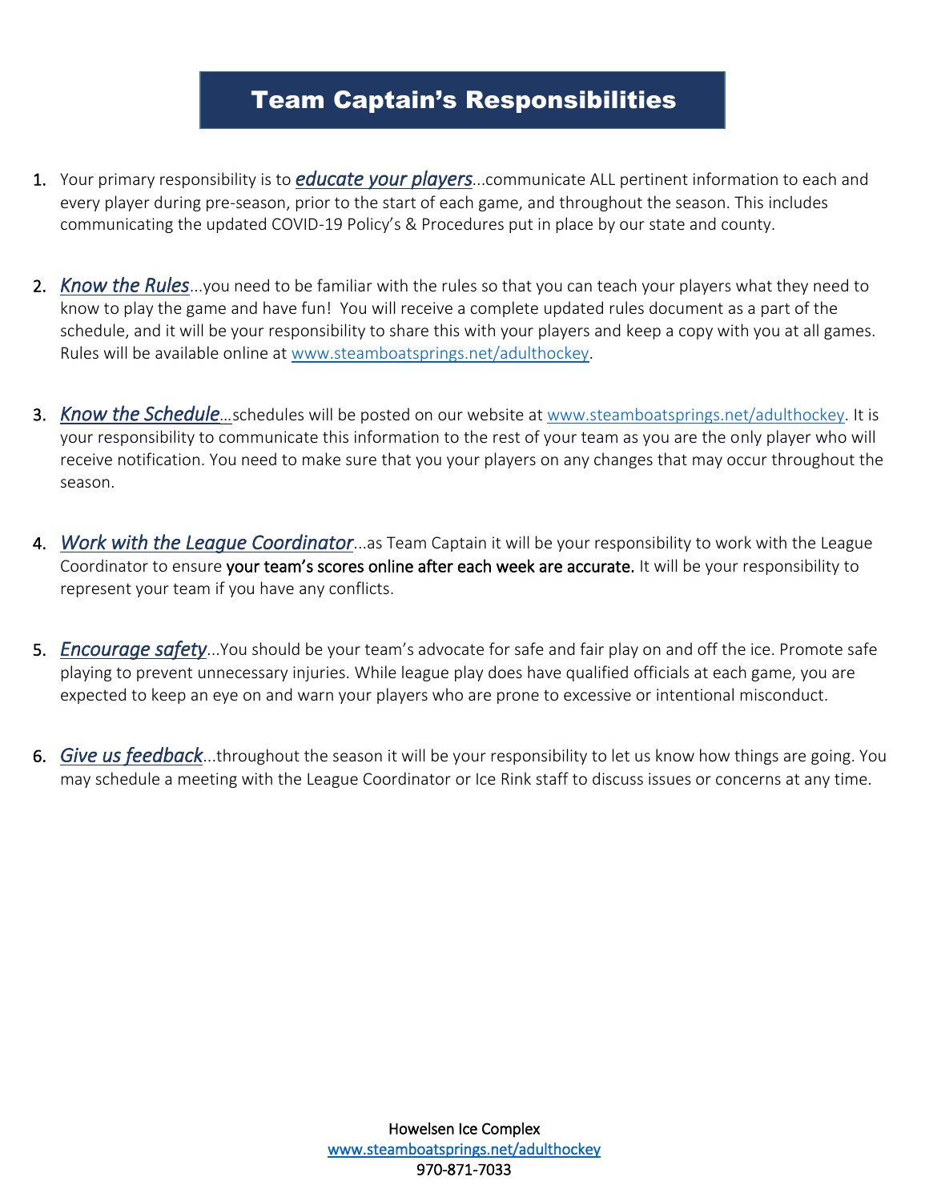# Team Captain's Responsibilities

1. Your primary responsibility is to ***educate your players***...communicate ALL pertinent information to each and every player during pre-season, prior to the start of each game, and throughout the season. This includes communicating the updated COVID-19 Policy's & Procedures put in place by our state and county.

2. ***Know the Rules***...you need to be familiar with the rules so that you can teach your players what they need to know to play the game and have fun! You will receive a complete updated rules document as a part of the schedule, and it will be your responsibility to share this with your players and keep a copy with you at all games. Rules will be available online at www.steamboatsprings.net/adulthockey.

3. ***Know the Schedule***...schedules will be posted on our website at www.steamboatsprings.net/adulthockey. It is your responsibility to communicate this information to the rest of your team as you are the only player who will receive notification. You need to make sure that you your players on any changes that may occur throughout the season.

4. ***Work with the League Coordinator***...as Team Captain it will be your responsibility to work with the League Coordinator to ensure your team's scores online after each week are accurate. It will be your responsibility to represent your team if you have any conflicts.

5. ***Encourage safety***...You should be your team's advocate for safe and fair play on and off the ice. Promote safe playing to prevent unnecessary injuries. While league play does have qualified officials at each game, you are expected to keep an eye on and warn your players who are prone to excessive or intentional misconduct.

6. ***Give us feedback***...throughout the season it will be your responsibility to let us know how things are going. You may schedule a meeting with the League Coordinator or Ice Rink staff to discuss issues or concerns at any time.

Howelsen Ice Complex
www.steamboatsprings.net/adulthockey
970-871-7033